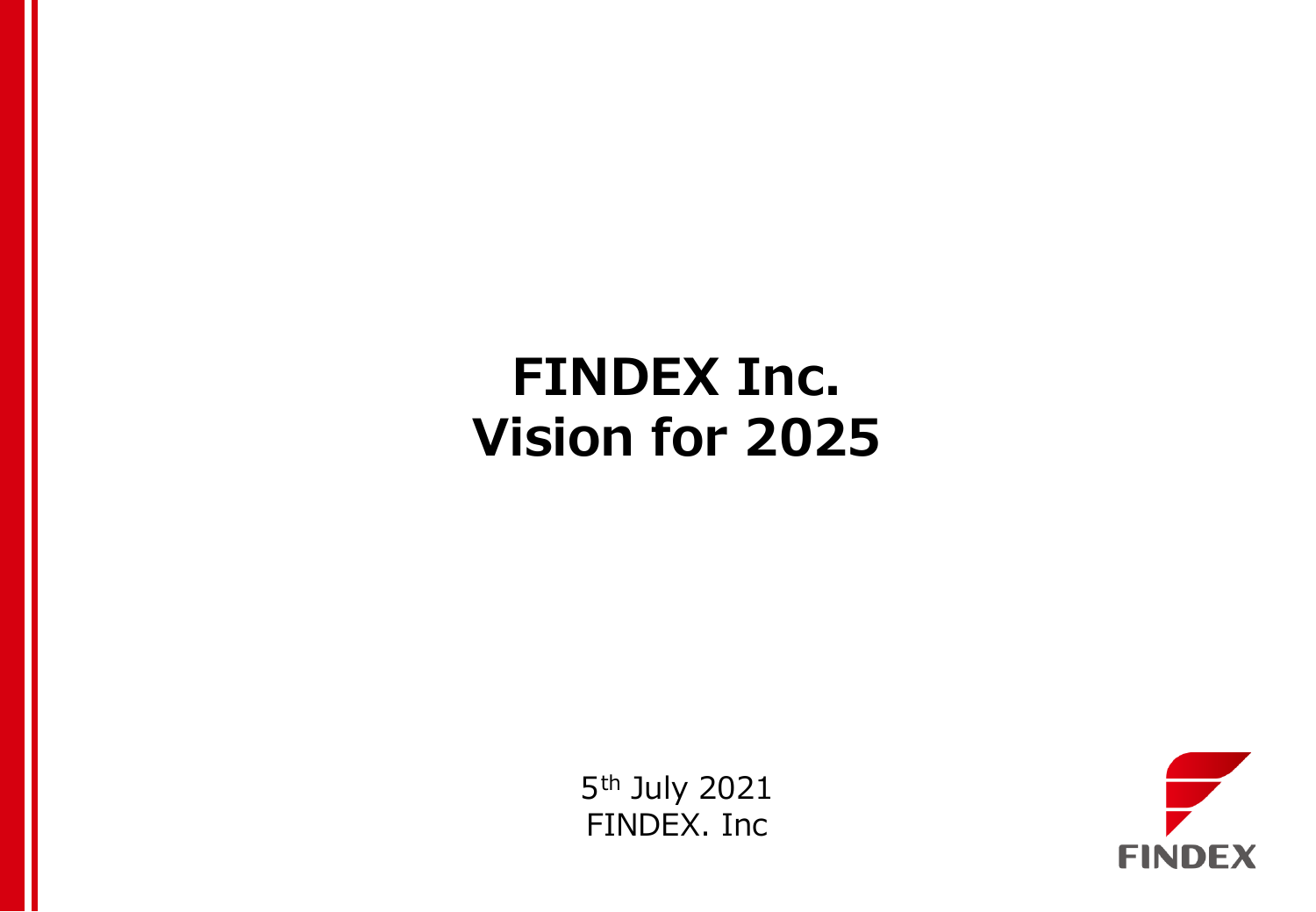# FINDEX Inc.
# Vision for 2025

5th July 2021
FINDEX. Inc

FINDEX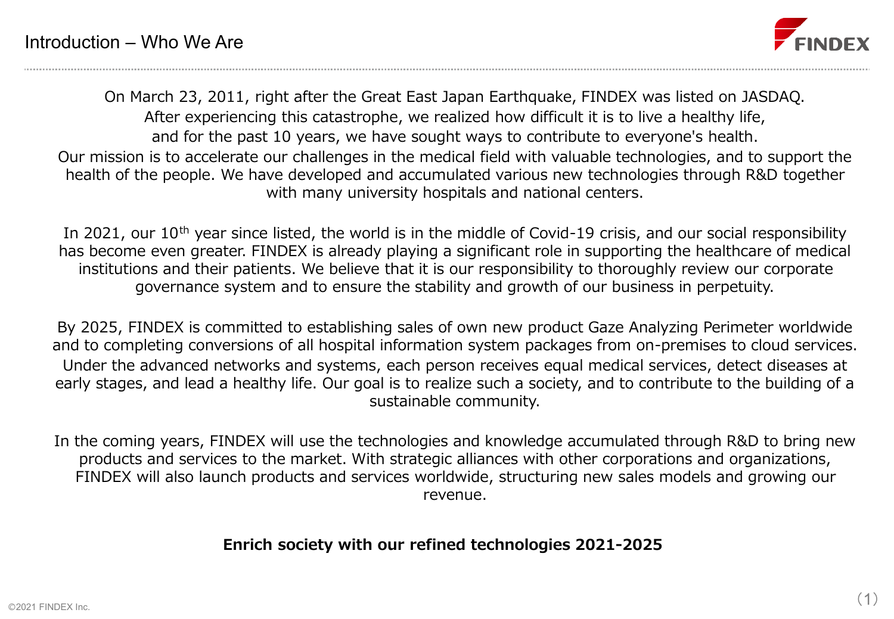# Introduction – Who We Are

On March 23, 2011, right after the Great East Japan Earthquake, FINDEX was listed on JASDAQ. After experiencing this catastrophe, we realized how difficult it is to live a healthy life, and for the past 10 years, we have sought ways to contribute to everyone's health. Our mission is to accelerate our challenges in the medical field with valuable technologies, and to support the health of the people. We have developed and accumulated various new technologies through R&D together with many university hospitals and national centers.

In 2021, our 10th year since listed, the world is in the middle of Covid-19 crisis, and our social responsibility has become even greater. FINDEX is already playing a significant role in supporting the healthcare of medical institutions and their patients. We believe that it is our responsibility to thoroughly review our corporate governance system and to ensure the stability and growth of our business in perpetuity.

By 2025, FINDEX is committed to establishing sales of own new product Gaze Analyzing Perimeter worldwide and to completing conversions of all hospital information system packages from on-premises to cloud services. Under the advanced networks and systems, each person receives equal medical services, detect diseases at early stages, and lead a healthy life. Our goal is to realize such a society, and to contribute to the building of a sustainable community.

In the coming years, FINDEX will use the technologies and knowledge accumulated through R&D to bring new products and services to the market. With strategic alliances with other corporations and organizations, FINDEX will also launch products and services worldwide, structuring new sales models and growing our revenue.

**Enrich society with our refined technologies 2021-2025**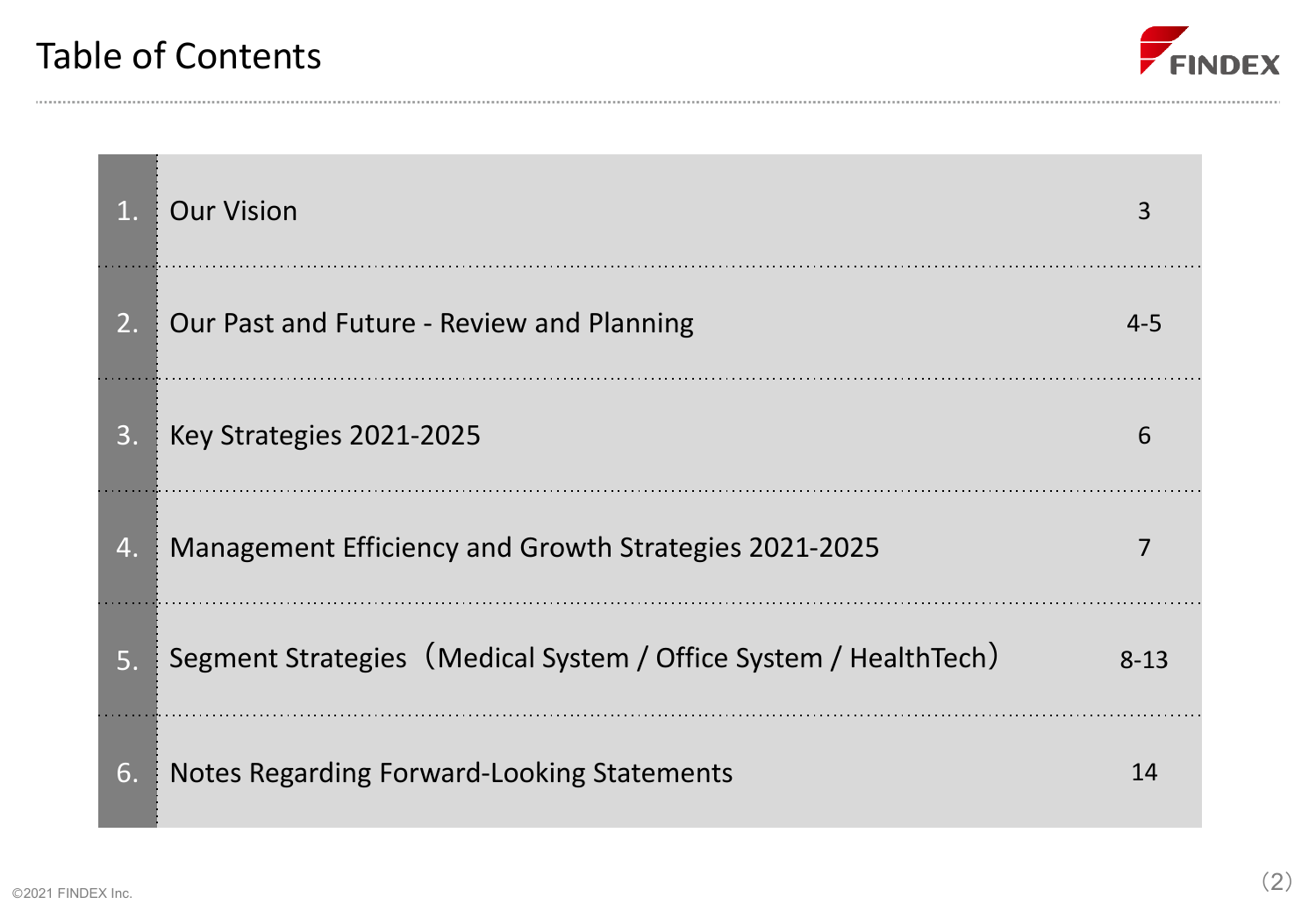# Table of Contents

| | | |
|---|---|---|
| 1. | Our Vision | 3 |
| 2. | Our Past and Future - Review and Planning | 4-5 |
| 3. | Key Strategies 2021-2025 | 6 |
| 4. | Management Efficiency and Growth Strategies 2021-2025 | 7 |
| 5. | Segment Strategies（Medical System / Office System / HealthTech） | 8-13 |
| 6. | Notes Regarding Forward-Looking Statements | 14 |

©2021 FINDEX Inc.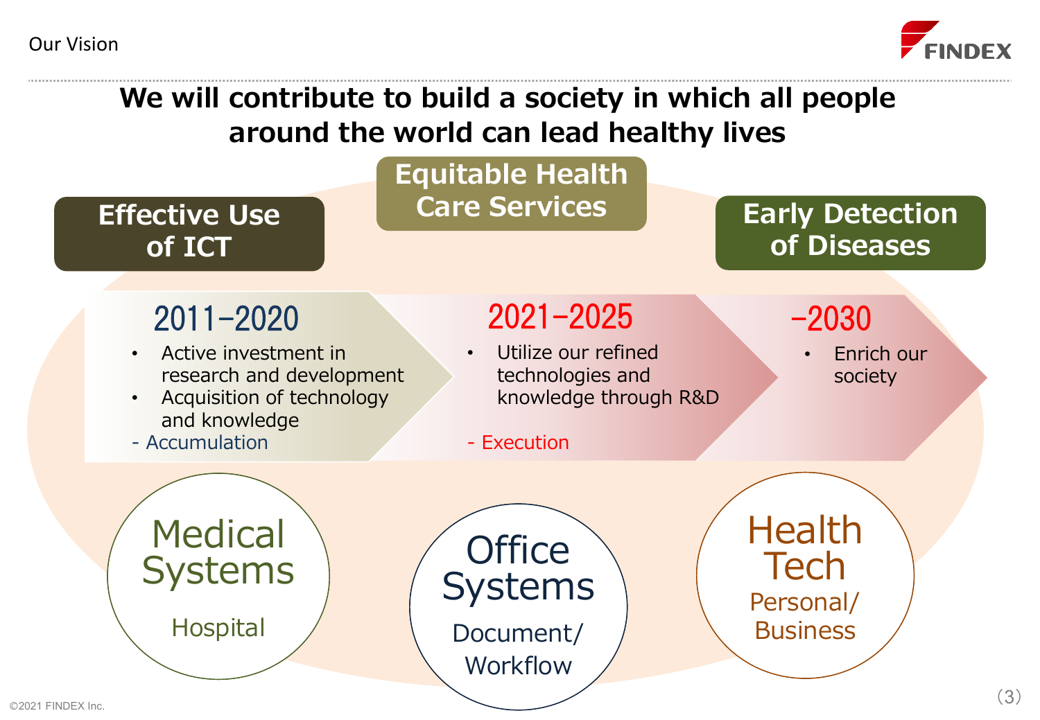## Our Vision

# We will contribute to build a society in which all people around the world can lead healthy lives

**Effective Use of ICT** | **Equitable Health Care Services** | **Early Detection of Diseases**

### 2011–2020
- Active investment in research and development
- Acquisition of technology and knowledge

\- Accumulation

### 2021–2025
- Utilize our refined technologies and knowledge through R&D

\- Execution

### –2030
- Enrich our society

**Medical Systems**
Hospital

**Office Systems**
Document/Workflow

**Health Tech**
Personal/Business

©2021 FINDEX Inc.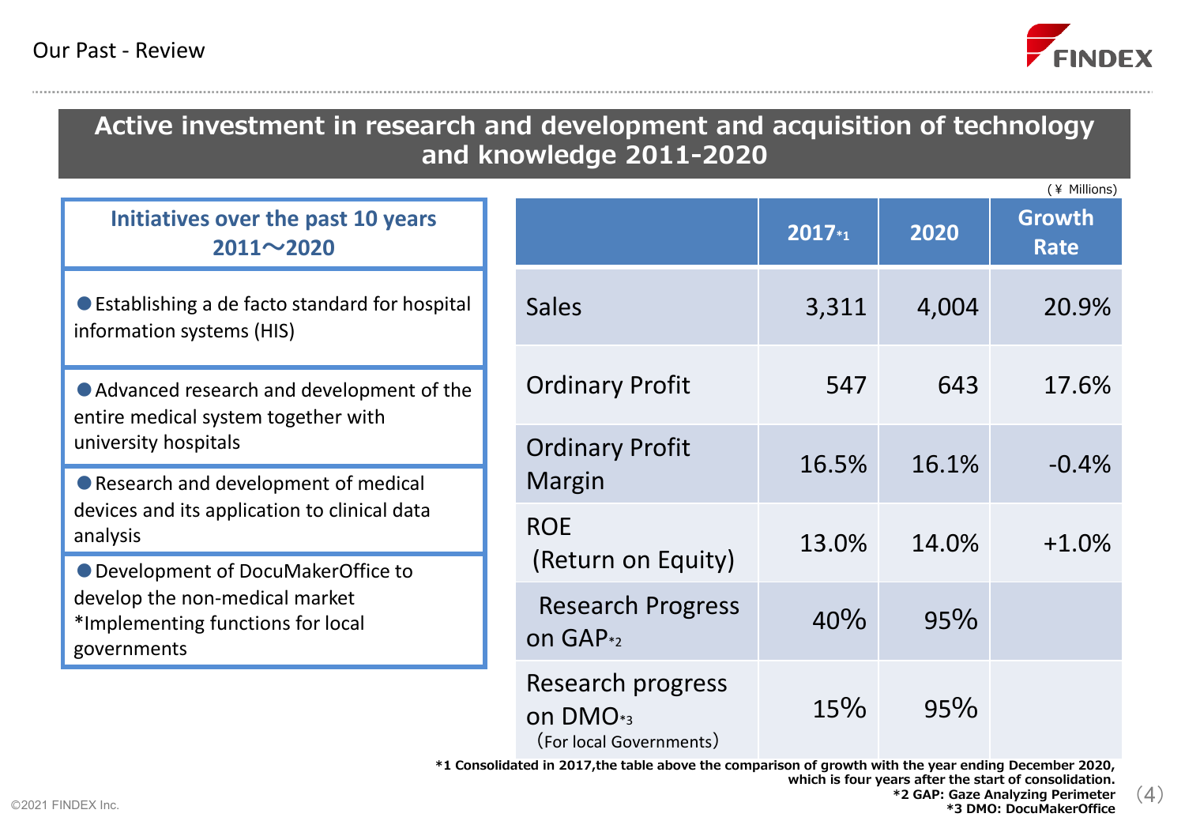Our Past - Review

## Active investment in research and development and acquisition of technology and knowledge 2011-2020

**Initiatives over the past 10 years 2011〜2020**

- Establishing a de facto standard for hospital information systems (HIS)
- Advanced research and development of the entire medical system together with university hospitals
- Research and development of medical devices and its application to clinical data analysis
- Development of DocuMakerOffice to develop the non-medical market *Implementing functions for local governments

(￥ Millions)

| | 2017*1 | 2020 | Growth Rate |
|---|---|---|---|
| Sales | 3,311 | 4,004 | 20.9% |
| Ordinary Profit | 547 | 643 | 17.6% |
| Ordinary Profit Margin | 16.5% | 16.1% | -0.4% |
| ROE (Return on Equity) | 13.0% | 14.0% | +1.0% |
| Research Progress on GAP*2 | 40% | 95% | |
| Research progress on DMO*3 (For local Governments) | 15% | 95% | |

*1 Consolidated in 2017,the table above the comparison of growth with the year ending December 2020, which is four years after the start of consolidation.
*2 GAP: Gaze Analyzing Perimeter
*3 DMO: DocuMakerOffice

©2021 FINDEX Inc.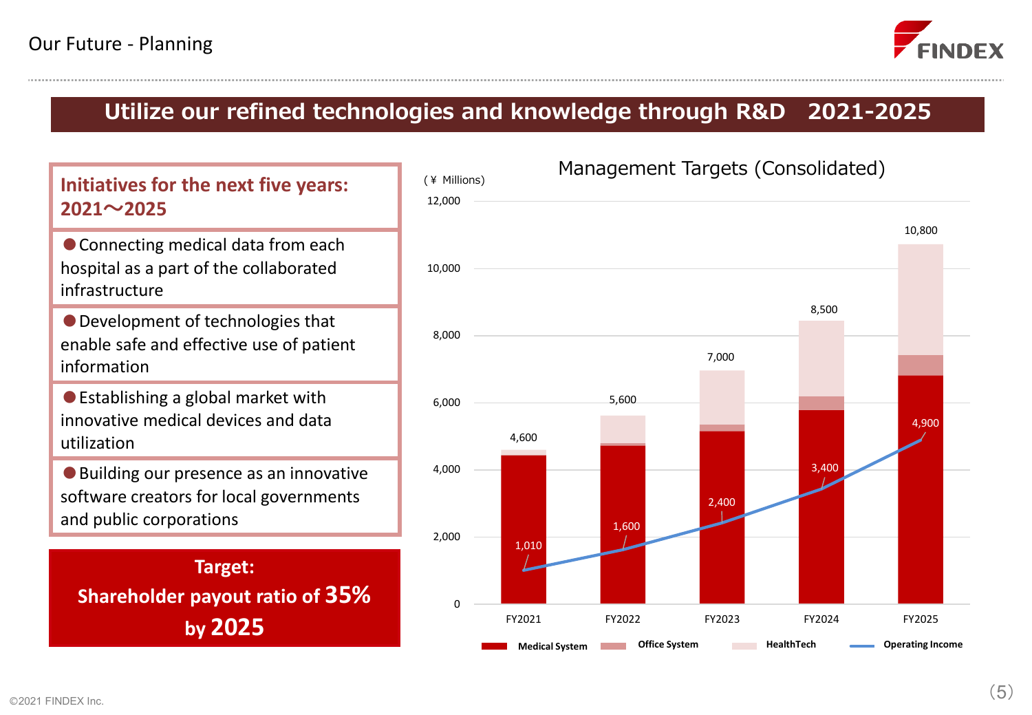Our Future - Planning

## Utilize our refined technologies and knowledge through R&D　2021-2025

### Initiatives for the next five years: 2021～2025

- Connecting medical data from each hospital as a part of the collaborated infrastructure
- Development of technologies that enable safe and effective use of patient information
- Establishing a global market with innovative medical devices and data utilization
- Building our presence as an innovative software creators for local governments and public corporations

**Target: Shareholder payout ratio of 35% by 2025**

### Management Targets (Consolidated)

(￥ Millions)

| | FY2021 | FY2022 | FY2023 | FY2024 | FY2025 |
|---|---|---|---|---|---|
| Net Sales (Medical System + Office System + HealthTech) | 4,600 | 5,600 | 7,000 | 8,500 | 10,800 |
| Operating Income | 1,010 | 1,600 | 2,400 | 3,400 | 4,900 |

Legend: Medical System, Office System, HealthTech, Operating Income

©2021 FINDEX Inc.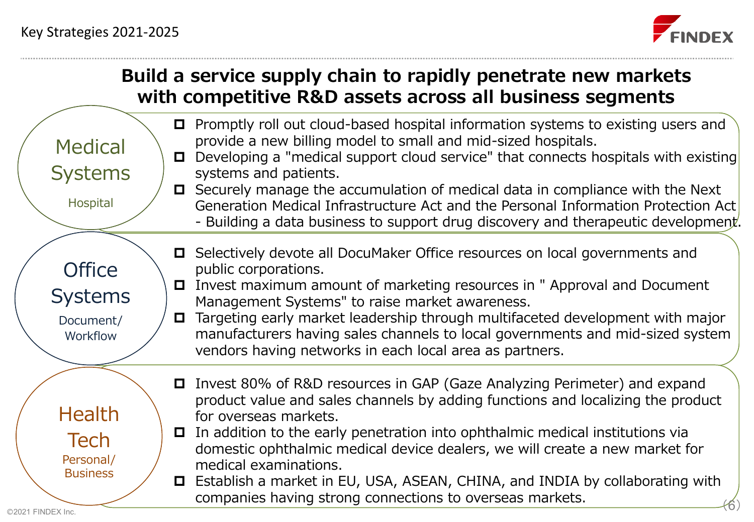Key Strategies 2021-2025

# Build a service supply chain to rapidly penetrate new markets with competitive R&D assets across all business segments

## Medical Systems

Hospital

- Promptly roll out cloud-based hospital information systems to existing users and provide a new billing model to small and mid-sized hospitals.
- Developing a "medical support cloud service" that connects hospitals with existing systems and patients.
- Securely manage the accumulation of medical data in compliance with the Next Generation Medical Infrastructure Act and the Personal Information Protection Act - Building a data business to support drug discovery and therapeutic development.

## Office Systems

Document/ Workflow

- Selectively devote all DocuMaker Office resources on local governments and public corporations.
- Invest maximum amount of marketing resources in " Approval and Document Management Systems" to raise market awareness.
- Targeting early market leadership through multifaceted development with major manufacturers having sales channels to local governments and mid-sized system vendors having networks in each local area as partners.

## Health Tech

Personal/ Business

- Invest 80% of R&D resources in GAP (Gaze Analyzing Perimeter) and expand product value and sales channels by adding functions and localizing the product for overseas markets.
- In addition to the early penetration into ophthalmic medical institutions via domestic ophthalmic medical device dealers, we will create a new market for medical examinations.
- Establish a market in EU, USA, ASEAN, CHINA, and INDIA by collaborating with companies having strong connections to overseas markets.

©2021 FINDEX Inc.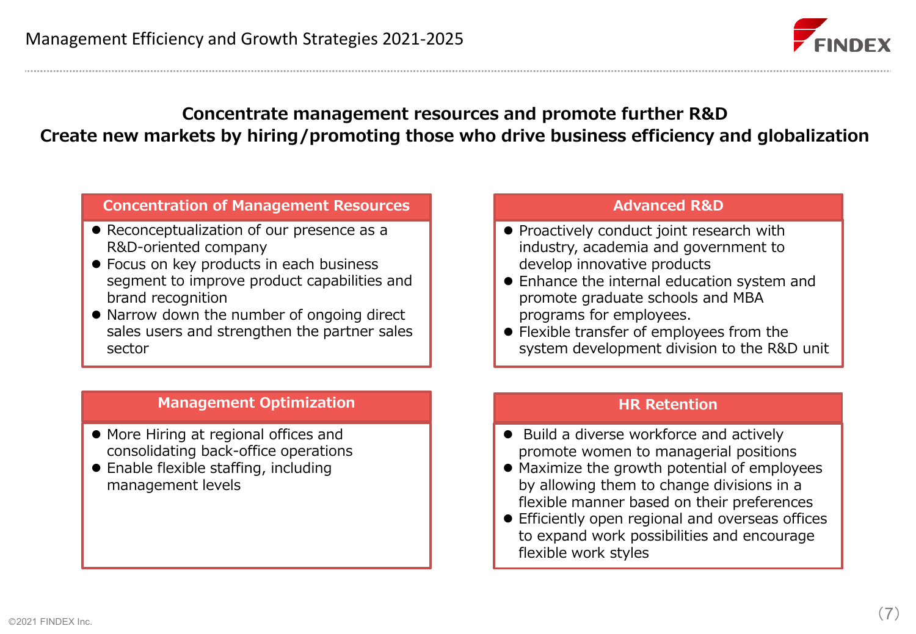# Management Efficiency and Growth Strategies 2021-2025

**Concentrate management resources and promote further R&D**
**Create new markets by hiring/promoting those who drive business efficiency and globalization**

## Concentration of Management Resources

- Reconceptualization of our presence as a R&D-oriented company
- Focus on key products in each business segment to improve product capabilities and brand recognition
- Narrow down the number of ongoing direct sales users and strengthen the partner sales sector

## Advanced R&D

- Proactively conduct joint research with industry, academia and government to develop innovative products
- Enhance the internal education system and promote graduate schools and MBA programs for employees.
- Flexible transfer of employees from the system development division to the R&D unit

## Management Optimization

- More Hiring at regional offices and consolidating back-office operations
- Enable flexible staffing, including management levels

## HR Retention

- Build a diverse workforce and actively promote women to managerial positions
- Maximize the growth potential of employees by allowing them to change divisions in a flexible manner based on their preferences
- Efficiently open regional and overseas offices to expand work possibilities and encourage flexible work styles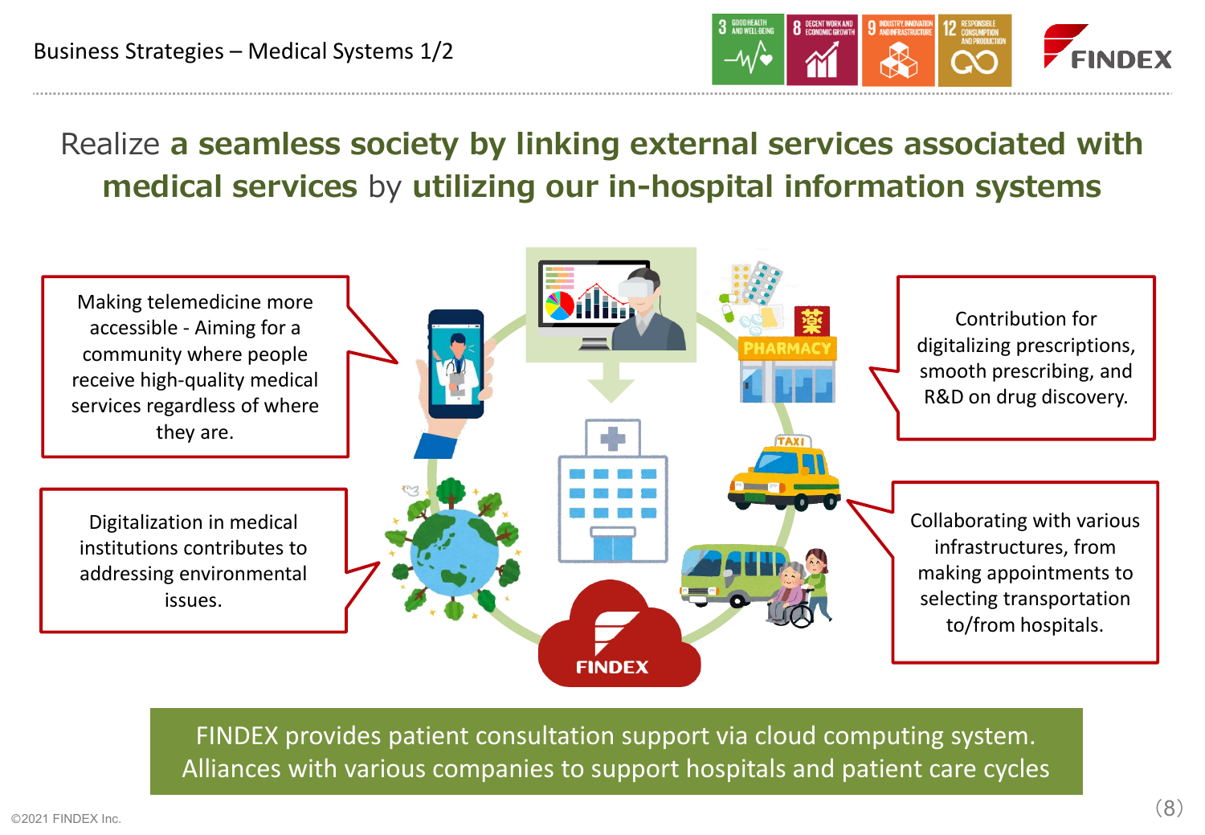# Business Strategies – Medical Systems 1/2

## Realize **a seamless society by linking external services associated with medical services** by **utilizing our in-hospital information systems**

Making telemedicine more accessible - Aiming for a community where people receive high-quality medical services regardless of where they are.

Digitalization in medical institutions contributes to addressing environmental issues.

Contribution for digitalizing prescriptions, smooth prescribing, and R&D on drug discovery.

Collaborating with various infrastructures, from making appointments to selecting transportation to/from hospitals.

FINDEX provides patient consultation support via cloud computing system.
Alliances with various companies to support hospitals and patient care cycles

©2021 FINDEX Inc.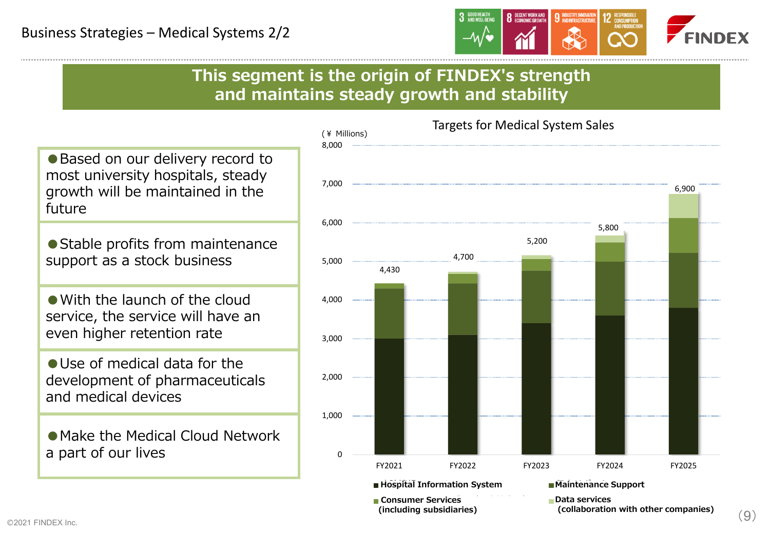# Business Strategies – Medical Systems 2/2

## This segment is the origin of FINDEX's strength and maintains steady growth and stability

- Based on our delivery record to most university hospitals, steady growth will be maintained in the future
- Stable profits from maintenance support as a stock business
- With the launch of the cloud service, the service will have an even higher retention rate
- Use of medical data for the development of pharmaceuticals and medical devices
- Make the Medical Cloud Network a part of our lives

### Targets for Medical System Sales

(¥ Millions)

| | FY2021 | FY2022 | FY2023 | FY2024 | FY2025 |
|---|---|---|---|---|---|
| Total | 4,430 | 4,700 | 5,200 | 5,800 | 6,900 |

Legend: Hospital Information System; Maintenance Support; Consumer Services (including subsidiaries); Data services (collaboration with other companies)

©2021 FINDEX Inc.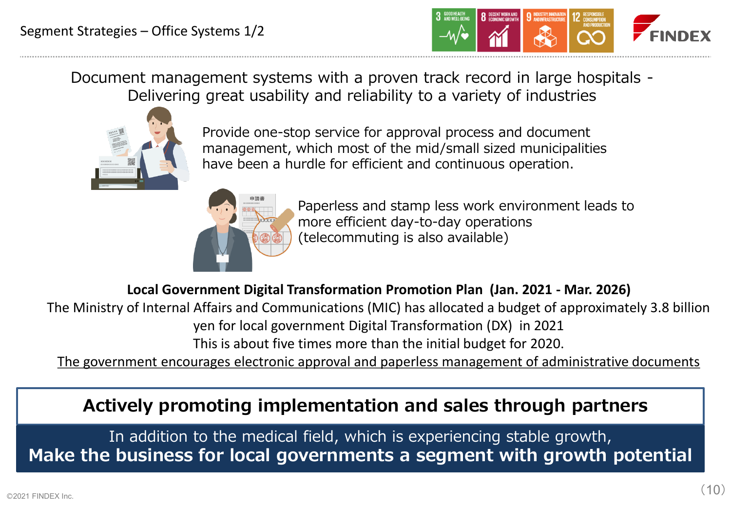# Segment Strategies – Office Systems 1/2

Document management systems with a proven track record in large hospitals - Delivering great usability and reliability to a variety of industries

Provide one-stop service for approval process and document management, which most of the mid/small sized municipalities have been a hurdle for efficient and continuous operation.

Paperless and stamp less work environment leads to more efficient day-to-day operations (telecommuting is also available)

**Local Government Digital Transformation Promotion Plan (Jan. 2021 - Mar. 2026)**

The Ministry of Internal Affairs and Communications (MIC) has allocated a budget of approximately 3.8 billion yen for local government Digital Transformation (DX) in 2021

This is about five times more than the initial budget for 2020.

The government encourages electronic approval and paperless management of administrative documents

**Actively promoting implementation and sales through partners**

In addition to the medical field, which is experiencing stable growth,

**Make the business for local governments a segment with growth potential**

©2021 FINDEX Inc.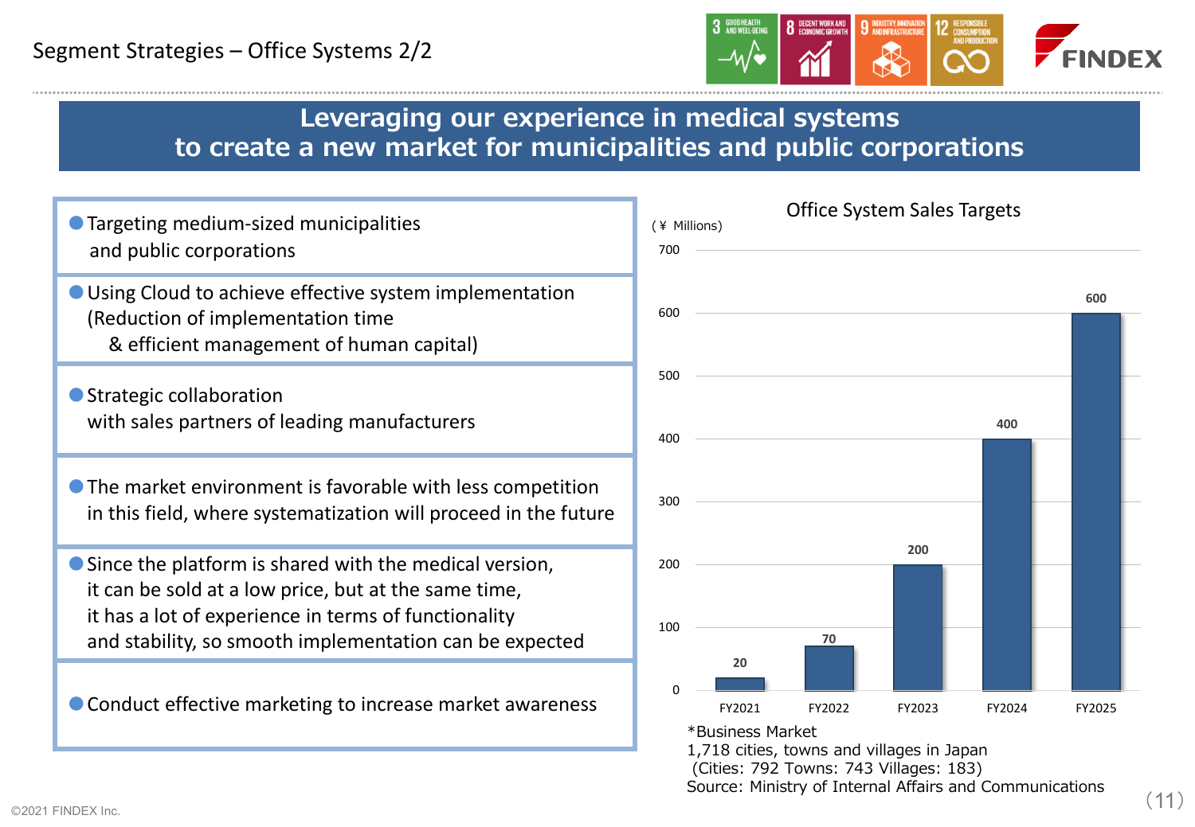# Segment Strategies – Office Systems 2/2

## Leveraging our experience in medical systems to create a new market for municipalities and public corporations

- Targeting medium-sized municipalities and public corporations
- Using Cloud to achieve effective system implementation (Reduction of implementation time & efficient management of human capital)
- Strategic collaboration with sales partners of leading manufacturers
- The market environment is favorable with less competition in this field, where systematization will proceed in the future
- Since the platform is shared with the medical version, it can be sold at a low price, but at the same time, it has a lot of experience in terms of functionality and stability, so smooth implementation can be expected
- Conduct effective marketing to increase market awareness

### Office System Sales Targets

(¥ Millions)

| FY2021 | FY2022 | FY2023 | FY2024 | FY2025 |
|---|---|---|---|---|
| 20 | 70 | 200 | 400 | 600 |

*Business Market
1,718 cities, towns and villages in Japan
(Cities: 792 Towns: 743 Villages: 183)
Source: Ministry of Internal Affairs and Communications

©2021 FINDEX Inc.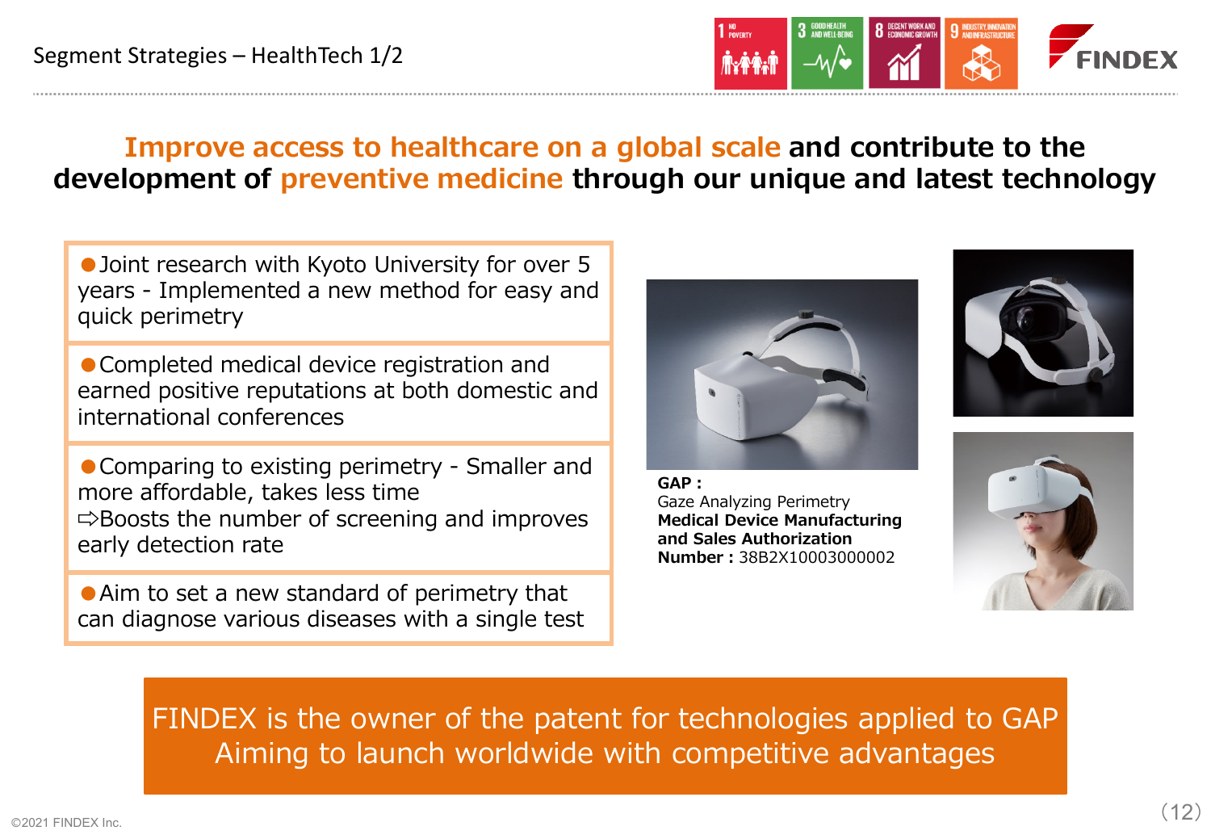# Segment Strategies – HealthTech 1/2

## Improve access to healthcare on a global scale and contribute to the development of preventive medicine through our unique and latest technology

- Joint research with Kyoto University for over 5 years - Implemented a new method for easy and quick perimetry
- Completed medical device registration and earned positive reputations at both domestic and international conferences
- Comparing to existing perimetry - Smaller and more affordable, takes less time
  ⇨Boosts the number of screening and improves early detection rate
- Aim to set a new standard of perimetry that can diagnose various diseases with a single test

**GAP :**
Gaze Analyzing Perimetry
**Medical Device Manufacturing and Sales Authorization Number :** 38B2X10003000002

FINDEX is the owner of the patent for technologies applied to GAP
Aiming to launch worldwide with competitive advantages

©2021 FINDEX Inc.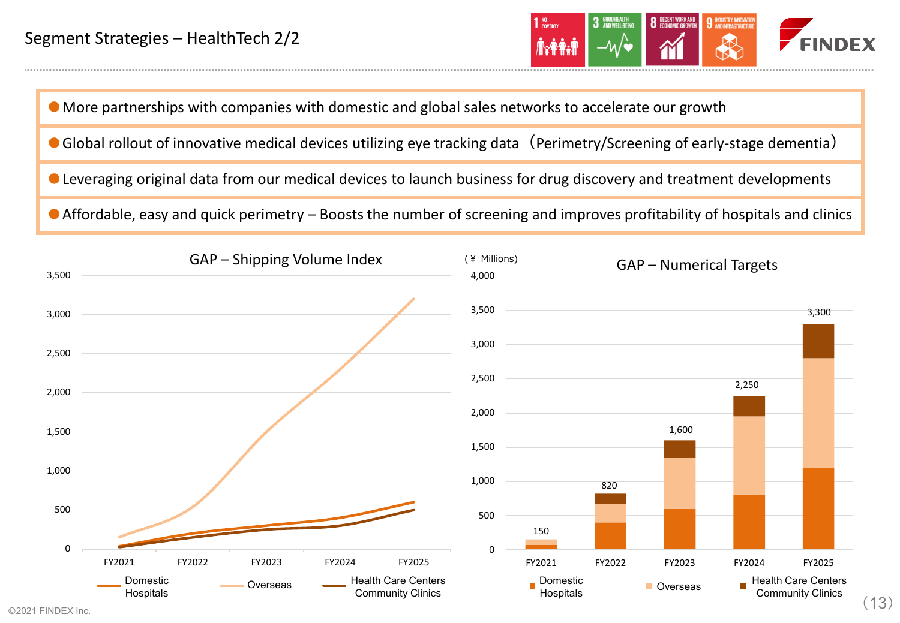# Segment Strategies – HealthTech 2/2

- More partnerships with companies with domestic and global sales networks to accelerate our growth
- Global rollout of innovative medical devices utilizing eye tracking data（Perimetry/Screening of early-stage dementia）
- Leveraging original data from our medical devices to launch business for drug discovery and treatment developments
- Affordable, easy and quick perimetry – Boosts the number of screening and improves profitability of hospitals and clinics

## GAP – Shipping Volume Index

Legend: Domestic Hospitals / Overseas / Health Care Centers Community Clinics

FY2021 – FY2025 (scale 0 – 3,500)

## GAP – Numerical Targets

(¥ Millions)

| | FY2021 | FY2022 | FY2023 | FY2024 | FY2025 |
|---|---|---|---|---|---|
| Total | 150 | 820 | 1,600 | 2,250 | 3,300 |

Legend: Domestic Hospitals / Overseas / Health Care Centers Community Clinics

©2021 FINDEX Inc.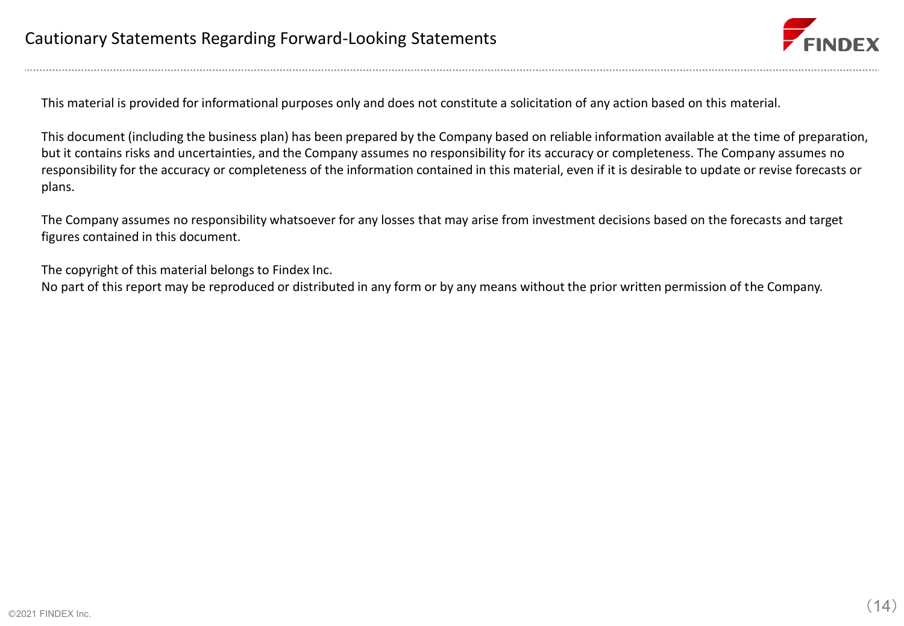# Cautionary Statements Regarding Forward-Looking Statements

This material is provided for informational purposes only and does not constitute a solicitation of any action based on this material.

This document (including the business plan) has been prepared by the Company based on reliable information available at the time of preparation, but it contains risks and uncertainties, and the Company assumes no responsibility for its accuracy or completeness. The Company assumes no responsibility for the accuracy or completeness of the information contained in this material, even if it is desirable to update or revise forecasts or plans.

The Company assumes no responsibility whatsoever for any losses that may arise from investment decisions based on the forecasts and target figures contained in this document.

The copyright of this material belongs to Findex Inc.
No part of this report may be reproduced or distributed in any form or by any means without the prior written permission of the Company.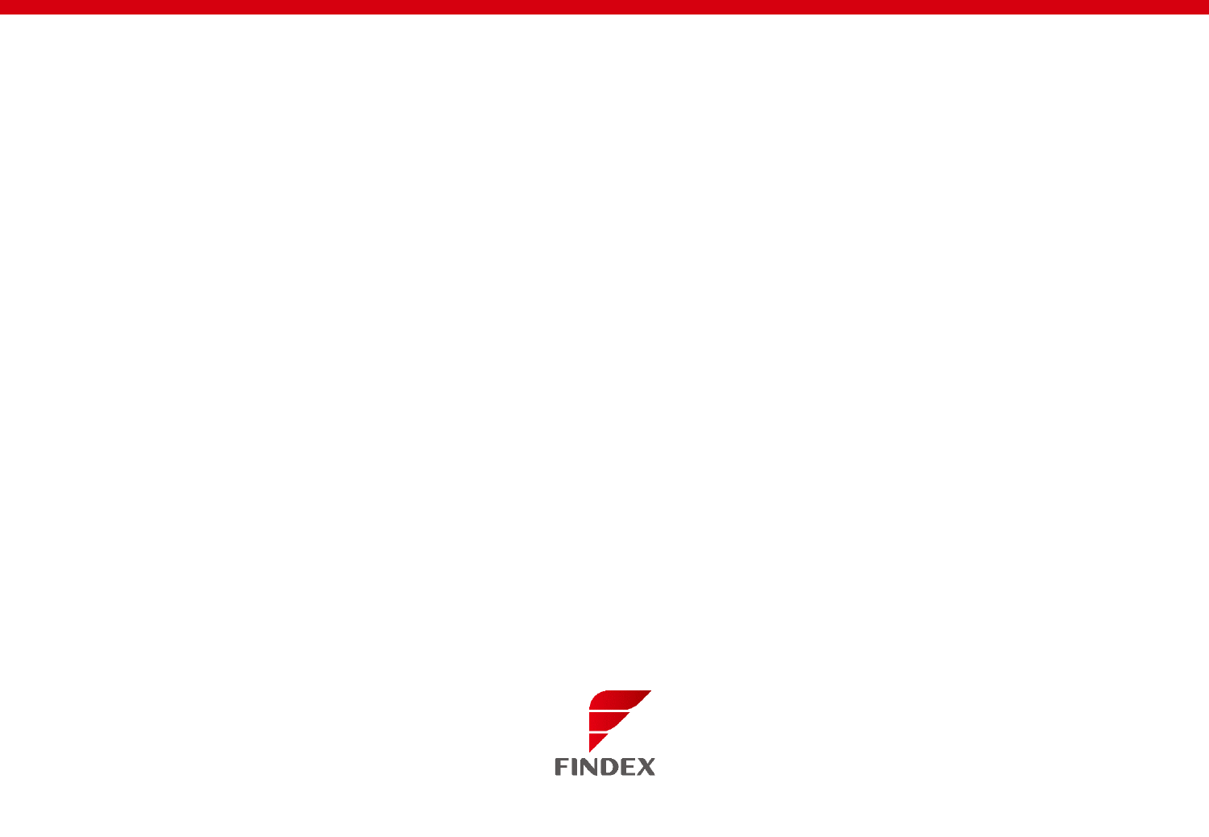FINDEX